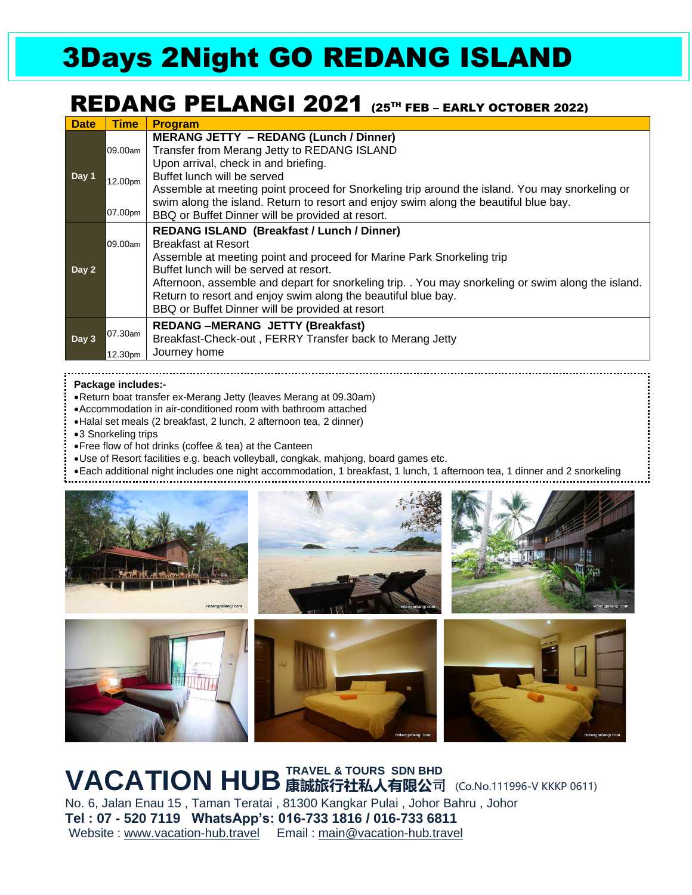# 3Days 2Night GO REDANG ISLAND

## REDANG PELANGI 2021 (25TH FEB – EARLY OCTOBER 2022)

| Date | Time | Program |
|---|---|---|
| Day 1 | | **MERANG JETTY – REDANG (Lunch / Dinner)** |
| | 09.00am | Transfer from Merang Jetty to REDANG ISLAND |
| | | Upon arrival, check in and briefing. |
| | 12.00pm | Buffet lunch will be served |
| | | Assemble at meeting point proceed for Snorkeling trip around the island. You may snorkeling or swim along the island. Return to resort and enjoy swim along the beautiful blue bay. |
| | 07.00pm | BBQ or Buffet Dinner will be provided at resort. |
| Day 2 | | **REDANG ISLAND (Breakfast / Lunch / Dinner)** |
| | 09.00am | Breakfast at Resort |
| | | Assemble at meeting point and proceed for Marine Park Snorkeling trip |
| | | Buffet lunch will be served at resort. |
| | | Afternoon, assemble and depart for snorkeling trip. . You may snorkeling or swim along the island. Return to resort and enjoy swim along the beautiful blue bay. |
| | | BBQ or Buffet Dinner will be provided at resort |
| Day 3 | | **REDANG –MERANG JETTY (Breakfast)** |
| | 07.30am | Breakfast-Check-out , FERRY Transfer back to Merang Jetty |
| | 12.30pm | Journey home |

**Package includes:-**

- Return boat transfer ex-Merang Jetty (leaves Merang at 09.30am)
- Accommodation in air-conditioned room with bathroom attached
- Halal set meals (2 breakfast, 2 lunch, 2 afternoon tea, 2 dinner)
- 3 Snorkeling trips
- Free flow of hot drinks (coffee & tea) at the Canteen
- Use of Resort facilities e.g. beach volleyball, congkak, mahjong, board games etc.
- Each additional night includes one night accommodation, 1 breakfast, 1 lunch, 1 afternoon tea, 1 dinner and 2 snorkeling

**VACATION HUB TRAVEL & TOURS SDN BHD 康誠旅行社私人有限公司** (Co.No.111996-V KKKP 0611)

No. 6, Jalan Enau 15 , Taman Teratai , 81300 Kangkar Pulai , Johor Bahru , Johor

**Tel : 07 - 520 7119 WhatsApp's: 016-733 1816 / 016-733 6811**

Website : www.vacation-hub.travel Email : main@vacation-hub.travel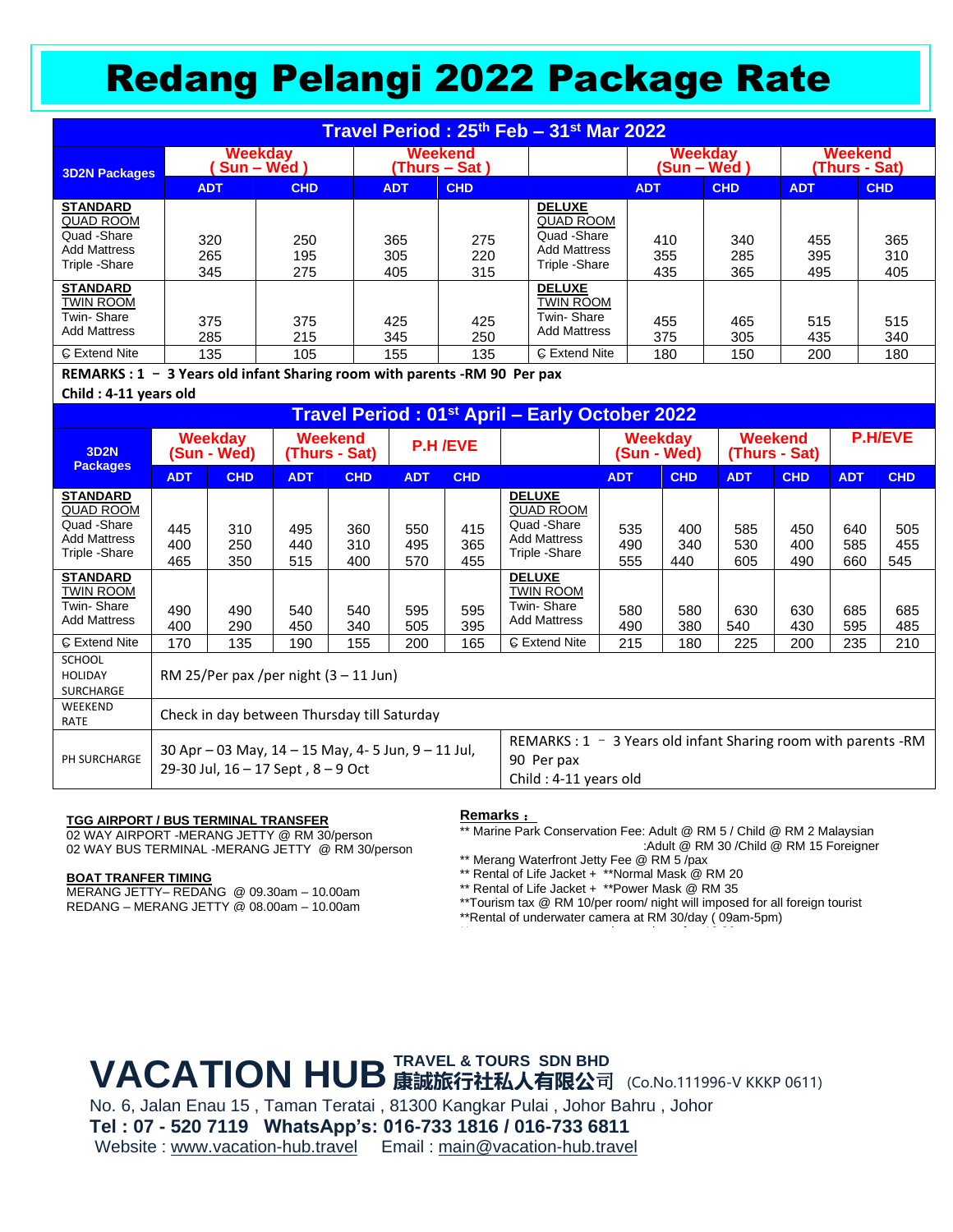# Redang Pelangi 2022 Package Rate

**Travel Period : 25th Feb – 31st Mar 2022**

| 3D2N Packages | Weekday (Sun – Wed) | | Weekend (Thurs – Sat) | | | Weekday (Sun – Wed) | | Weekend (Thurs - Sat) | |
|---|---|---|---|---|---|---|---|---|---|
| | ADT | CHD | ADT | CHD | | ADT | CHD | ADT | CHD |
| STANDARD QUAD ROOM Quad -Share Add Mattress Triple -Share | 320 265 345 | 250 195 275 | 365 305 405 | 275 220 315 | DELUXE QUAD ROOM Quad -Share Add Mattress Triple -Share | 410 355 435 | 340 285 365 | 455 395 495 | 365 310 405 |
| STANDARD TWIN ROOM Twin- Share Add Mattress | 375 285 | 375 215 | 425 345 | 425 250 | DELUXE TWIN ROOM Twin- Share Add Mattress | 455 375 | 465 305 | 515 435 | 515 340 |
| ₠ Extend Nite | 135 | 105 | 155 | 135 | ₠ Extend Nite | 180 | 150 | 200 | 180 |

**REMARKS : 1 – 3 Years old infant Sharing room with parents -RM 90 Per pax**

**Child : 4-11 years old**

**Travel Period : 01st April – Early October 2022**

| 3D2N Packages | Weekday (Sun - Wed) | | Weekend (Thurs - Sat) | | P.H /EVE | | | Weekday (Sun - Wed) | | Weekend (Thurs - Sat) | | P.H/EVE | |
|---|---|---|---|---|---|---|---|---|---|---|---|---|---|
| | ADT | CHD | ADT | CHD | ADT | CHD | | ADT | CHD | ADT | CHD | ADT | CHD |
| STANDARD QUAD ROOM Quad -Share Add Mattress Triple -Share | 445 400 465 | 310 250 350 | 495 440 515 | 360 310 400 | 550 495 570 | 415 365 455 | DELUXE QUAD ROOM Quad -Share Add Mattress Triple -Share | 535 490 555 | 400 340 440 | 585 530 605 | 450 400 490 | 640 585 660 | 505 455 545 |
| STANDARD TWIN ROOM Twin- Share Add Mattress | 490 400 | 490 290 | 540 450 | 540 340 | 595 505 | 595 395 | DELUXE TWIN ROOM Twin- Share Add Mattress | 580 490 | 580 380 | 630 540 | 630 430 | 685 595 | 685 485 |
| ₠ Extend Nite | 170 | 135 | 190 | 155 | 200 | 165 | ₠ Extend Nite | 215 | 180 | 225 | 200 | 235 | 210 |
| SCHOOL HOLIDAY SURCHARGE | RM 25/Per pax /per night (3 – 11 Jun) | | | | | | | | | | | | |
| WEEKEND RATE | Check in day between Thursday till Saturday | | | | | | | | | | | | |
| PH SURCHARGE | 30 Apr – 03 May, 14 – 15 May, 4- 5 Jun, 9 – 11 Jul, 29-30 Jul, 16 – 17 Sept , 8 – 9 Oct | | | | | | REMARKS : 1 – 3 Years old infant Sharing room with parents -RM 90 Per pax Child : 4-11 years old | | | | | | |

**TGG AIRPORT / BUS TERMINAL TRANSFER**
02 WAY AIRPORT -MERANG JETTY @ RM 30/person
02 WAY BUS TERMINAL -MERANG JETTY @ RM 30/person

**BOAT TRANFER TIMING**
MERANG JETTY– REDANG @ 09.30am – 10.00am
REDANG – MERANG JETTY @ 08.00am – 10.00am

**Remarks :**
** Marine Park Conservation Fee: Adult @ RM 5 / Child @ RM 2 Malaysian
:Adult @ RM 30 /Child @ RM 15 Foreigner
** Merang Waterfront Jetty Fee @ RM 5 /pax
** Rental of Life Jacket + **Normal Mask @ RM 20
** Rental of Life Jacket + **Power Mask @ RM 35
**Tourism tax @ RM 10/per room/ night will imposed for all foreign tourist
**Rental of underwater camera at RM 30/day ( 09am-5pm)

**VACATION HUB** TRAVEL & TOURS SDN BHD 康誠旅行社私人有限公司 (Co.No.111996-V KKKP 0611)
No. 6, Jalan Enau 15 , Taman Teratai , 81300 Kangkar Pulai , Johor Bahru , Johor
**Tel : 07 - 520 7119 WhatsApp's: 016-733 1816 / 016-733 6811**
Website : www.vacation-hub.travel Email : main@vacation-hub.travel